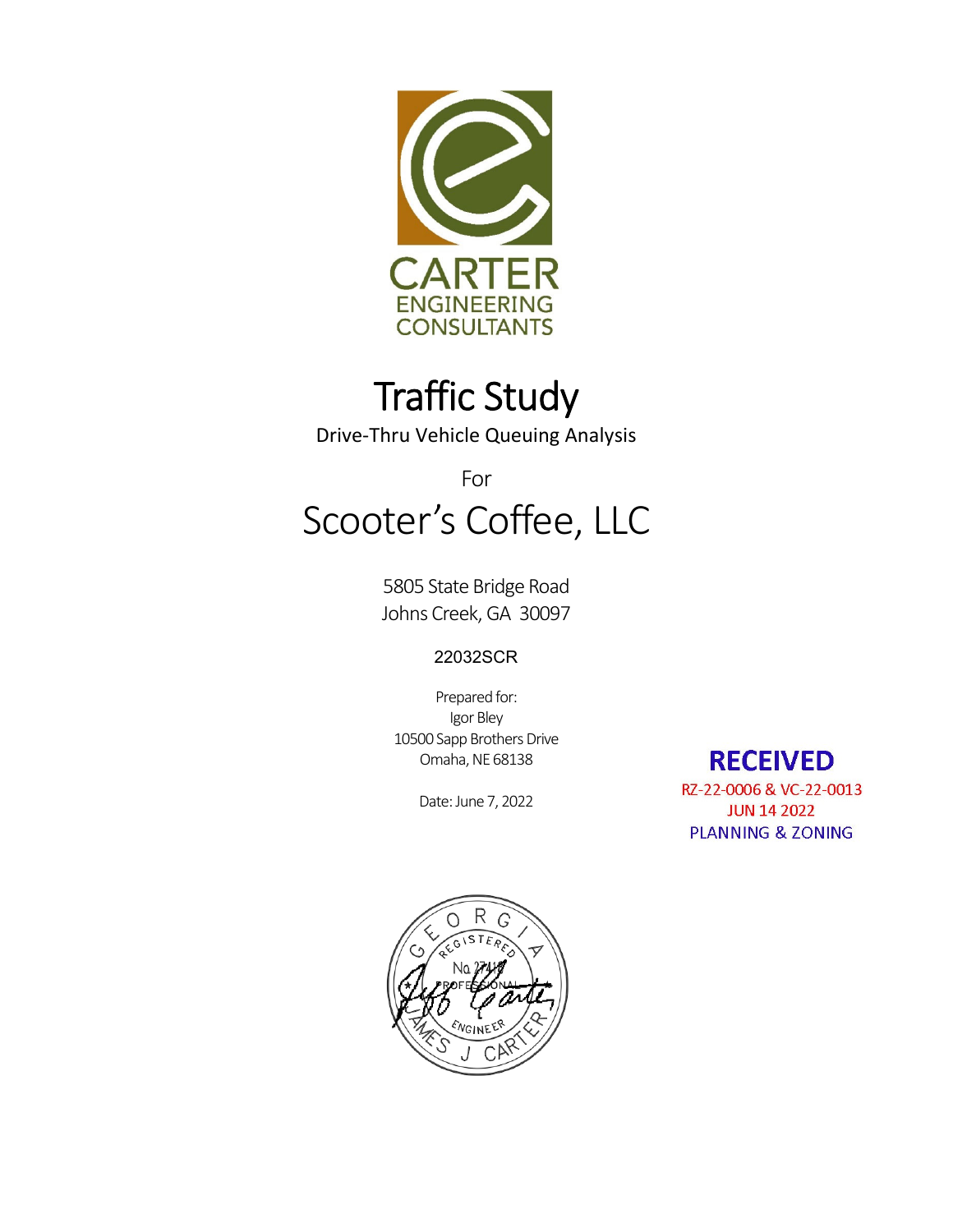CARTER
ENGINEERING
CONSULTANTS

# Traffic Study

Drive-Thru Vehicle Queuing Analysis

For

## Scooter's Coffee, LLC

5805 State Bridge Road
Johns Creek, GA 30097

22032SCR

Prepared for:
Igor Bley
10500 Sapp Brothers Drive
Omaha, NE 68138

Date: June 7, 2022

**RECEIVED**
RZ-22-0006 & VC-22-0013
JUN 14 2022
PLANNING & ZONING

GEORGIA
REGISTERED
No. 27418
PROFESSIONAL
ENGINEER
JAMES J CARTER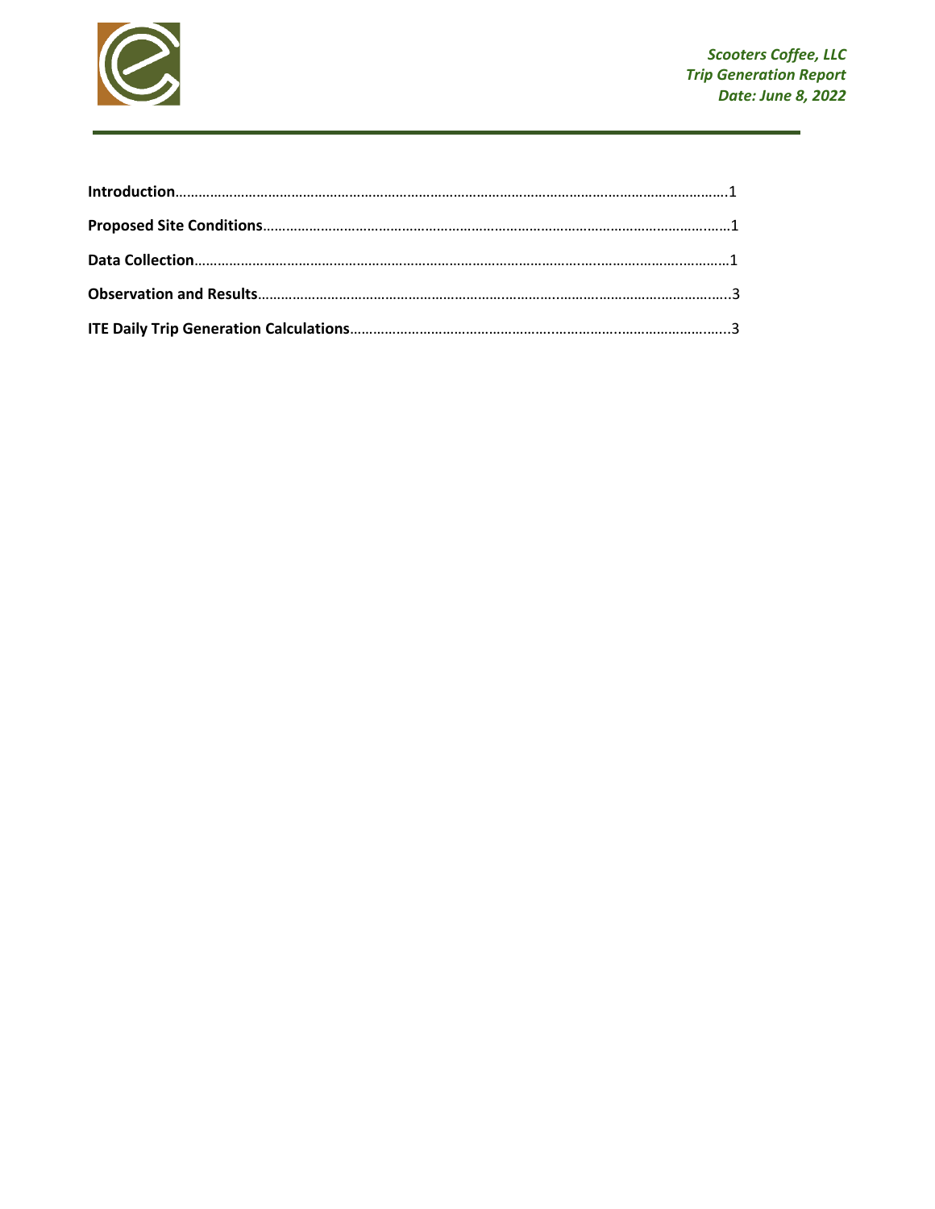**Introduction**……………………………………………………………………………………………………………………1

**Proposed Site Conditions**…………………………………………………………………………………………………1

**Data Collection**………………………………………………………………………………………………………………1

**Observation and Results**……………………………………………………………………………………………….3

**ITE Daily Trip Generation Calculations**…………………………………………………………………………3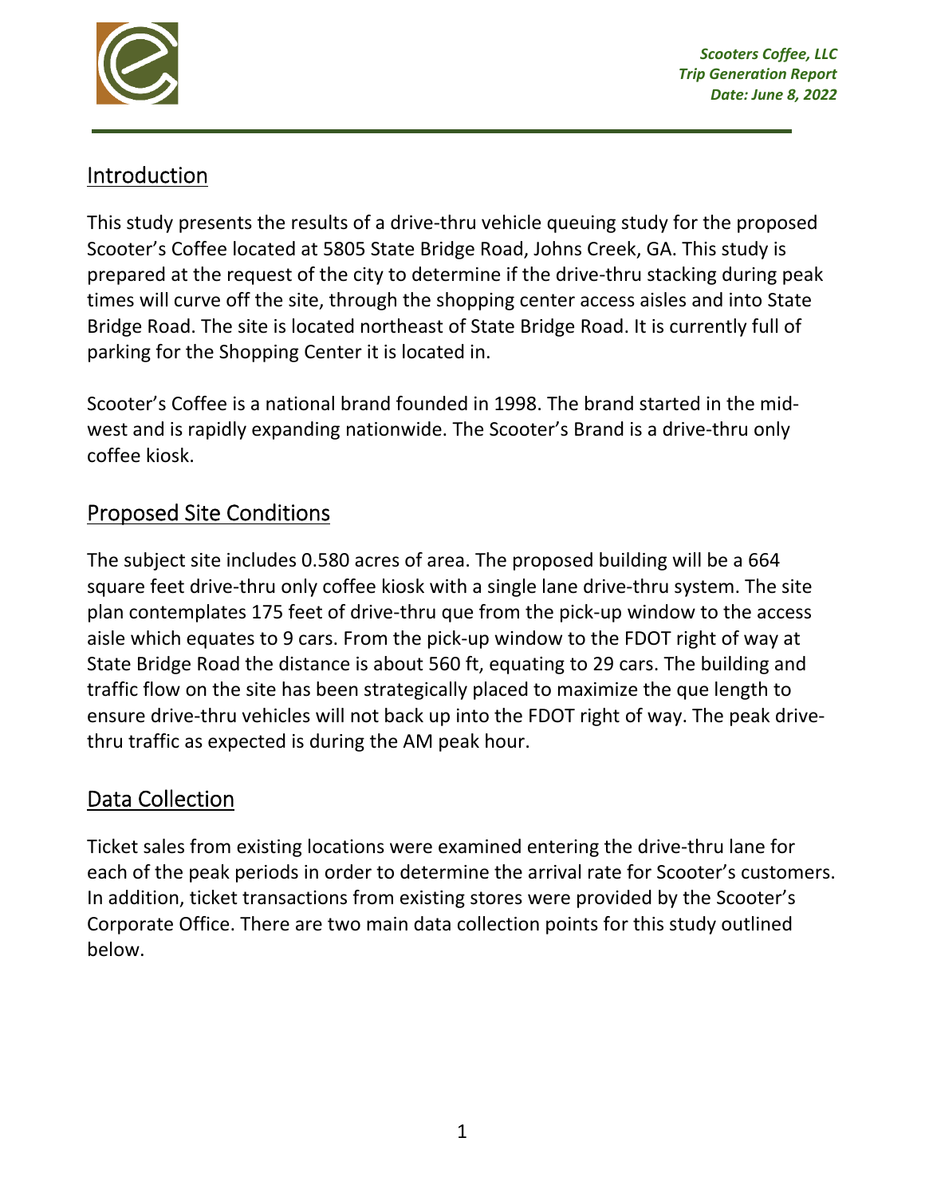## Introduction

This study presents the results of a drive-thru vehicle queuing study for the proposed Scooter's Coffee located at 5805 State Bridge Road, Johns Creek, GA. This study is prepared at the request of the city to determine if the drive-thru stacking during peak times will curve off the site, through the shopping center access aisles and into State Bridge Road. The site is located northeast of State Bridge Road. It is currently full of parking for the Shopping Center it is located in.

Scooter's Coffee is a national brand founded in 1998. The brand started in the mid-west and is rapidly expanding nationwide. The Scooter's Brand is a drive-thru only coffee kiosk.

## Proposed Site Conditions

The subject site includes 0.580 acres of area. The proposed building will be a 664 square feet drive-thru only coffee kiosk with a single lane drive-thru system. The site plan contemplates 175 feet of drive-thru que from the pick-up window to the access aisle which equates to 9 cars. From the pick-up window to the FDOT right of way at State Bridge Road the distance is about 560 ft, equating to 29 cars. The building and traffic flow on the site has been strategically placed to maximize the que length to ensure drive-thru vehicles will not back up into the FDOT right of way. The peak drive-thru traffic as expected is during the AM peak hour.

## Data Collection

Ticket sales from existing locations were examined entering the drive-thru lane for each of the peak periods in order to determine the arrival rate for Scooter's customers. In addition, ticket transactions from existing stores were provided by the Scooter's Corporate Office. There are two main data collection points for this study outlined below.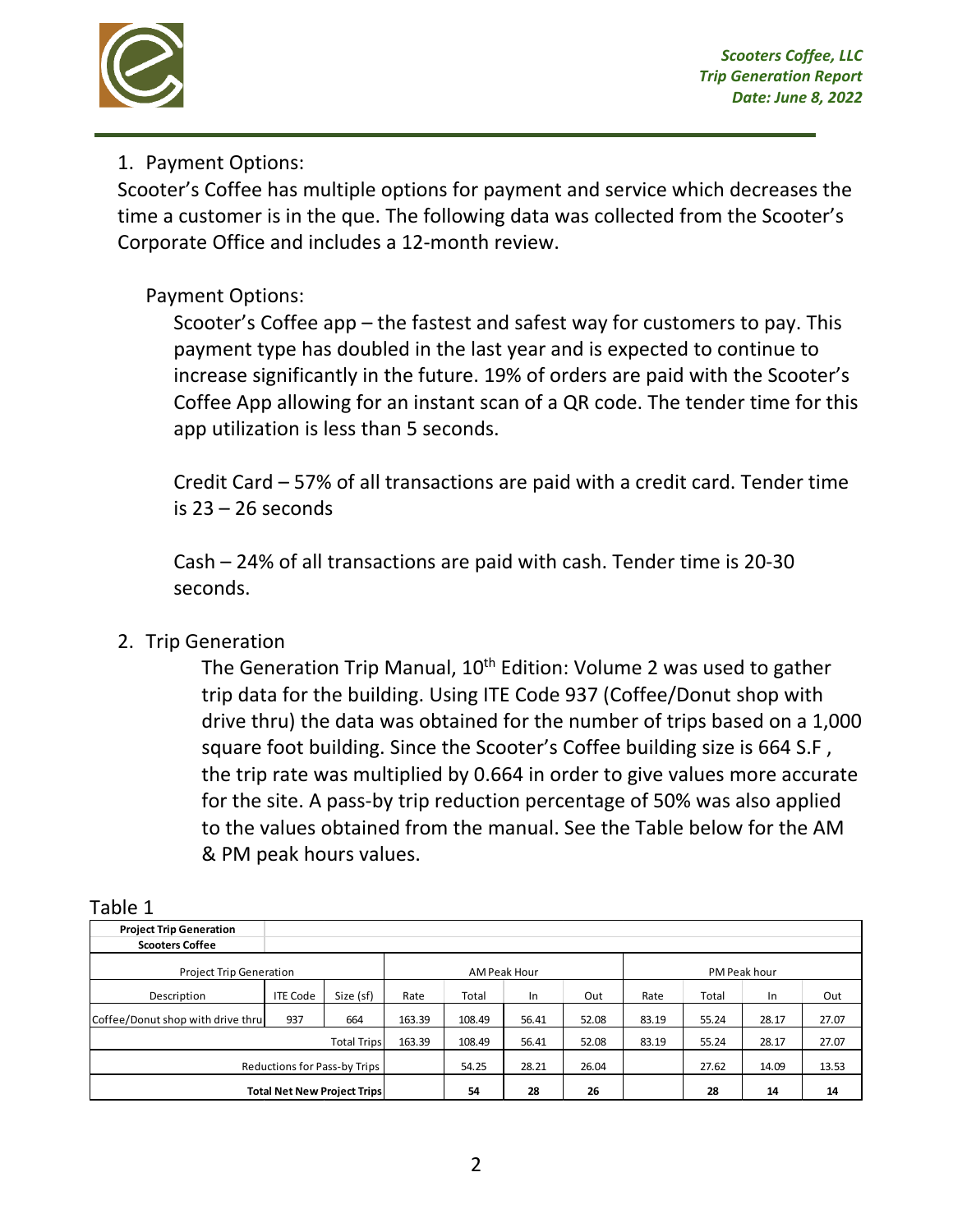1. Payment Options:

Scooter's Coffee has multiple options for payment and service which decreases the time a customer is in the que. The following data was collected from the Scooter's Corporate Office and includes a 12-month review.

Payment Options:

Scooter's Coffee app – the fastest and safest way for customers to pay. This payment type has doubled in the last year and is expected to continue to increase significantly in the future. 19% of orders are paid with the Scooter's Coffee App allowing for an instant scan of a QR code. The tender time for this app utilization is less than 5 seconds.

Credit Card – 57% of all transactions are paid with a credit card. Tender time is 23 – 26 seconds

Cash – 24% of all transactions are paid with cash. Tender time is 20-30 seconds.

2. Trip Generation

The Generation Trip Manual, 10th Edition: Volume 2 was used to gather trip data for the building. Using ITE Code 937 (Coffee/Donut shop with drive thru) the data was obtained for the number of trips based on a 1,000 square foot building. Since the Scooter's Coffee building size is 664 S.F , the trip rate was multiplied by 0.664 in order to give values more accurate for the site. A pass-by trip reduction percentage of 50% was also applied to the values obtained from the manual. See the Table below for the AM & PM peak hours values.

Table 1

| **Project Trip Generation Scooters Coffee** | | | | | | | | | | |
|---|---|---|---|---|---|---|---|---|---|---|
| Project Trip Generation | | | AM Peak Hour | | | | PM Peak hour | | | |
| Description | ITE Code | Size (sf) | Rate | Total | In | Out | Rate | Total | In | Out |
| Coffee/Donut shop with drive thru | 937 | 664 | 163.39 | 108.49 | 56.41 | 52.08 | 83.19 | 55.24 | 28.17 | 27.07 |
| | | Total Trips | 163.39 | 108.49 | 56.41 | 52.08 | 83.19 | 55.24 | 28.17 | 27.07 |
| | | Reductions for Pass-by Trips | | 54.25 | 28.21 | 26.04 | | 27.62 | 14.09 | 13.53 |
| | | **Total Net New Project Trips** | | **54** | **28** | **26** | | **28** | **14** | **14** |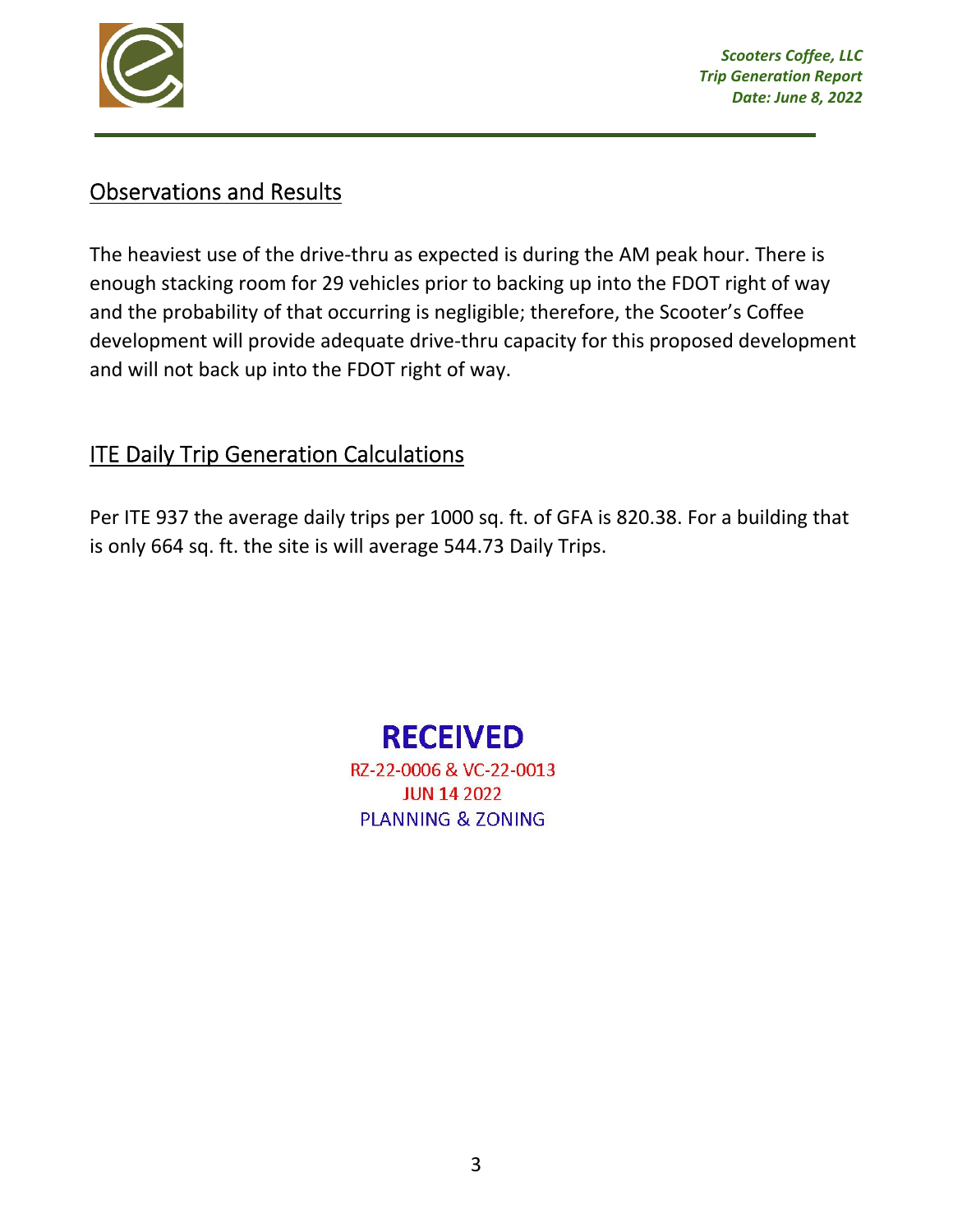## Observations and Results

The heaviest use of the drive-thru as expected is during the AM peak hour. There is enough stacking room for 29 vehicles prior to backing up into the FDOT right of way and the probability of that occurring is negligible; therefore, the Scooter's Coffee development will provide adequate drive-thru capacity for this proposed development and will not back up into the FDOT right of way.

## ITE Daily Trip Generation Calculations

Per ITE 937 the average daily trips per 1000 sq. ft. of GFA is 820.38. For a building that is only 664 sq. ft. the site is will average 544.73 Daily Trips.

**RECEIVED**
RZ-22-0006 & VC-22-0013
JUN 14 2022
PLANNING & ZONING